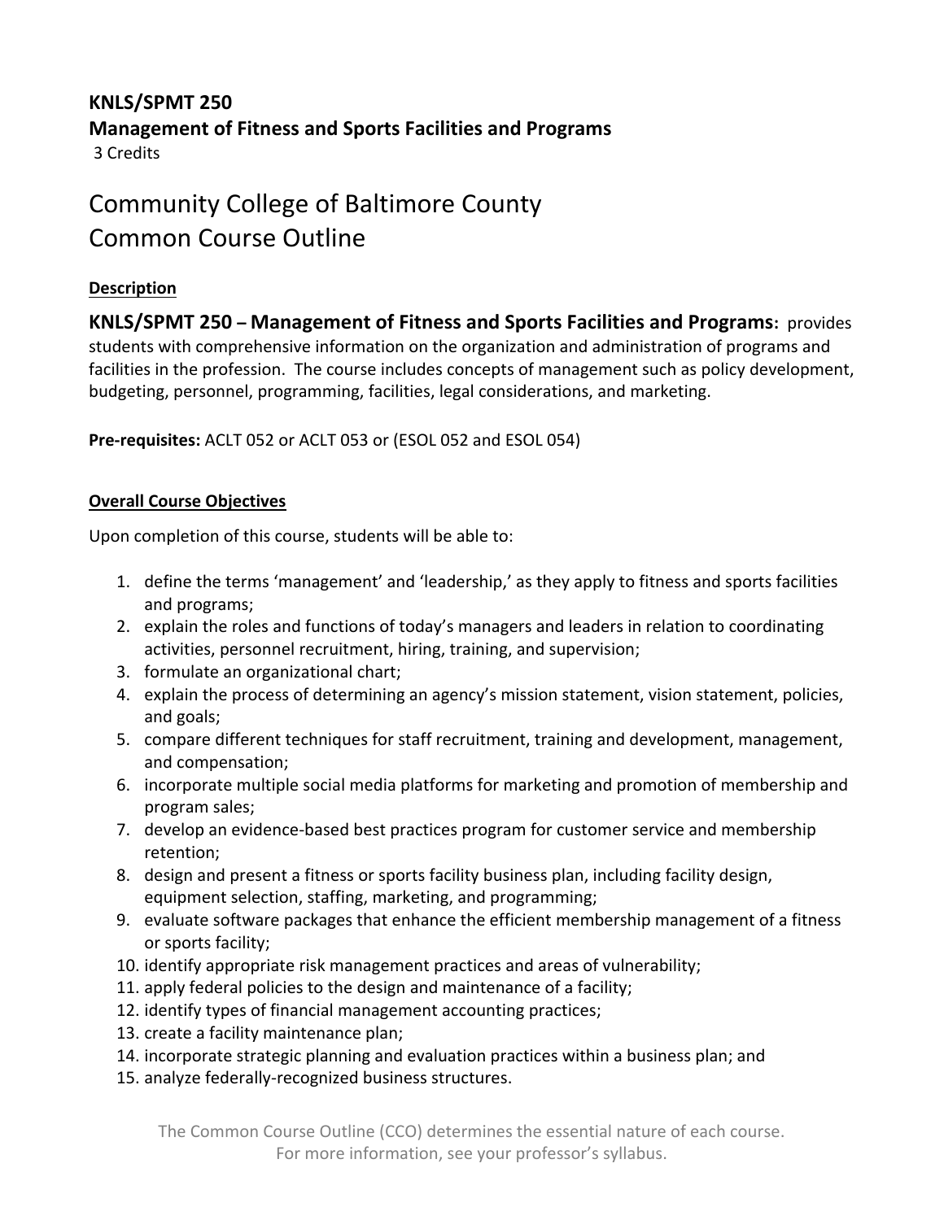**KNLS/SPMT 250**
**Management of Fitness and Sports Facilities and Programs**
3 Credits

# Community College of Baltimore County
# Common Course Outline

## Description

**KNLS/SPMT 250 – Management of Fitness and Sports Facilities and Programs:** provides students with comprehensive information on the organization and administration of programs and facilities in the profession. The course includes concepts of management such as policy development, budgeting, personnel, programming, facilities, legal considerations, and marketing.

**Pre-requisites:** ACLT 052 or ACLT 053 or (ESOL 052 and ESOL 054)

## Overall Course Objectives

Upon completion of this course, students will be able to:

1. define the terms 'management' and 'leadership,' as they apply to fitness and sports facilities and programs;
2. explain the roles and functions of today's managers and leaders in relation to coordinating activities, personnel recruitment, hiring, training, and supervision;
3. formulate an organizational chart;
4. explain the process of determining an agency's mission statement, vision statement, policies, and goals;
5. compare different techniques for staff recruitment, training and development, management, and compensation;
6. incorporate multiple social media platforms for marketing and promotion of membership and program sales;
7. develop an evidence-based best practices program for customer service and membership retention;
8. design and present a fitness or sports facility business plan, including facility design, equipment selection, staffing, marketing, and programming;
9. evaluate software packages that enhance the efficient membership management of a fitness or sports facility;
10. identify appropriate risk management practices and areas of vulnerability;
11. apply federal policies to the design and maintenance of a facility;
12. identify types of financial management accounting practices;
13. create a facility maintenance plan;
14. incorporate strategic planning and evaluation practices within a business plan; and
15. analyze federally-recognized business structures.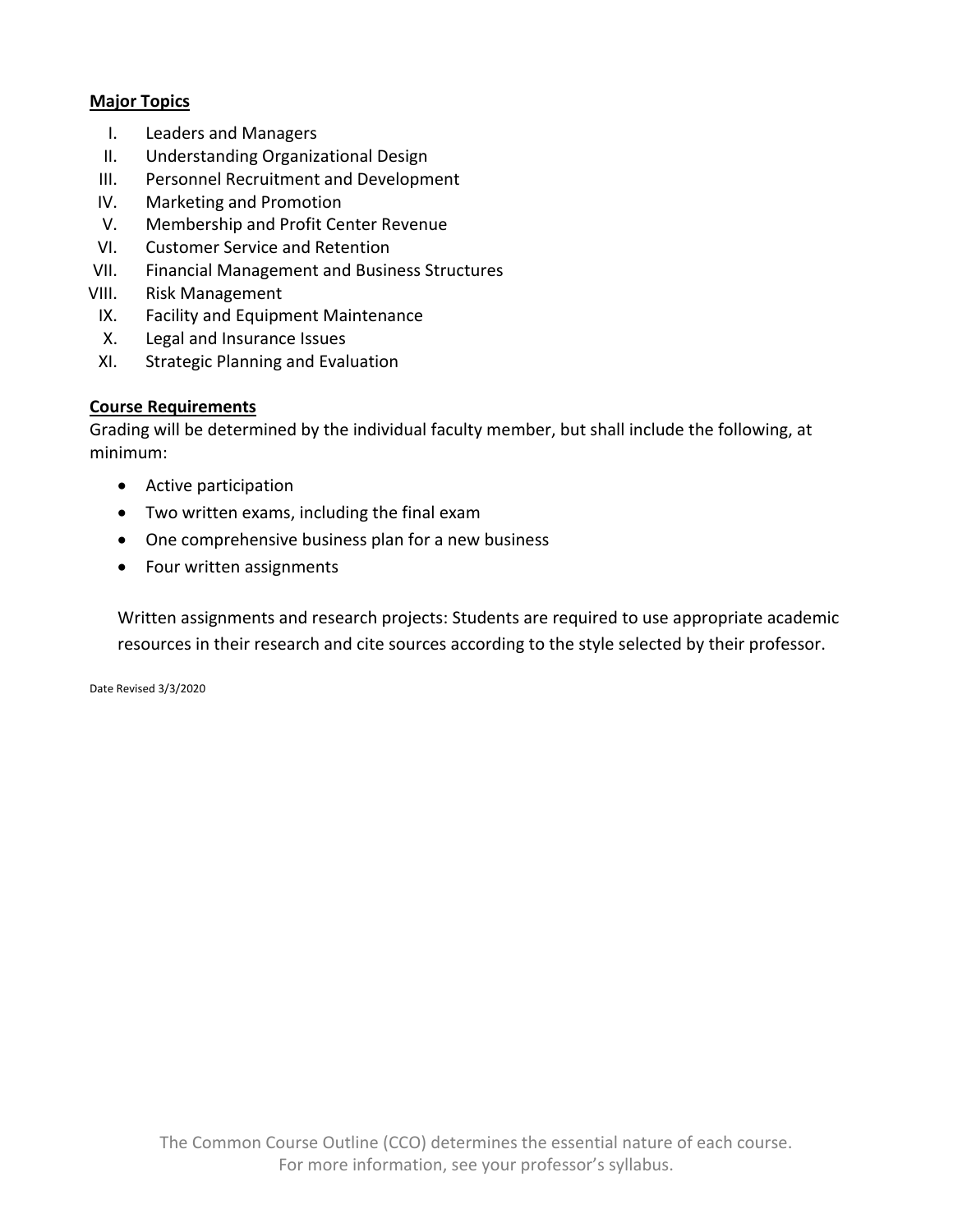**Major Topics**

I. Leaders and Managers
II. Understanding Organizational Design
III. Personnel Recruitment and Development
IV. Marketing and Promotion
V. Membership and Profit Center Revenue
VI. Customer Service and Retention
VII. Financial Management and Business Structures
VIII. Risk Management
IX. Facility and Equipment Maintenance
X. Legal and Insurance Issues
XI. Strategic Planning and Evaluation

**Course Requirements**

Grading will be determined by the individual faculty member, but shall include the following, at minimum:

- Active participation
- Two written exams, including the final exam
- One comprehensive business plan for a new business
- Four written assignments

Written assignments and research projects: Students are required to use appropriate academic resources in their research and cite sources according to the style selected by their professor.

Date Revised 3/3/2020

The Common Course Outline (CCO) determines the essential nature of each course. For more information, see your professor's syllabus.